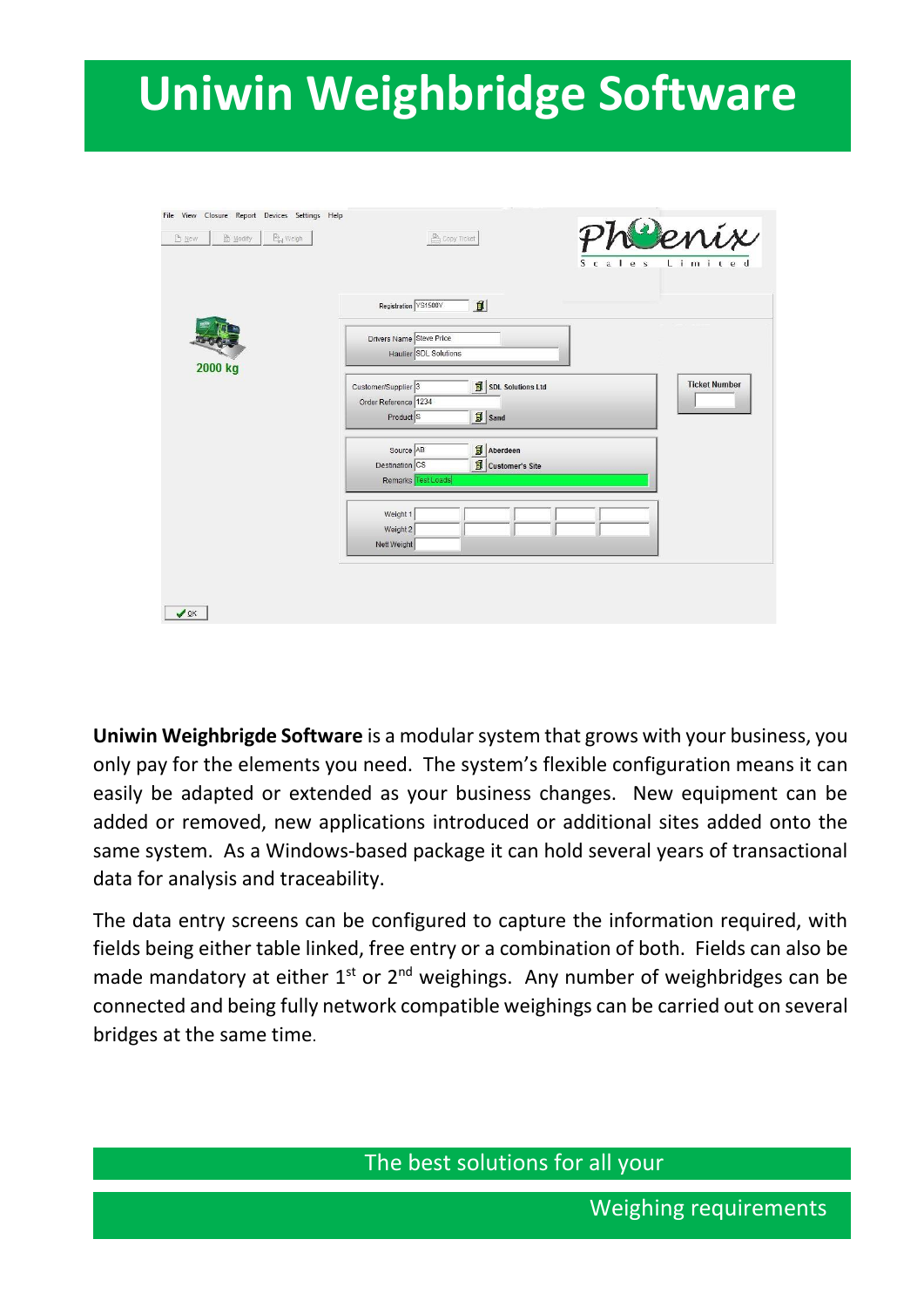# Uniwin Weighbridge Software

**Uniwin Weighbrigde Software** is a modular system that grows with your business, you only pay for the elements you need. The system's flexible configuration means it can easily be adapted or extended as your business changes. New equipment can be added or removed, new applications introduced or additional sites added onto the same system. As a Windows-based package it can hold several years of transactional data for analysis and traceability.

The data entry screens can be configured to capture the information required, with fields being either table linked, free entry or a combination of both. Fields can also be made mandatory at either 1st or 2nd weighings. Any number of weighbridges can be connected and being fully network compatible weighings can be carried out on several bridges at the same time.

The best solutions for all your

Weighing requirements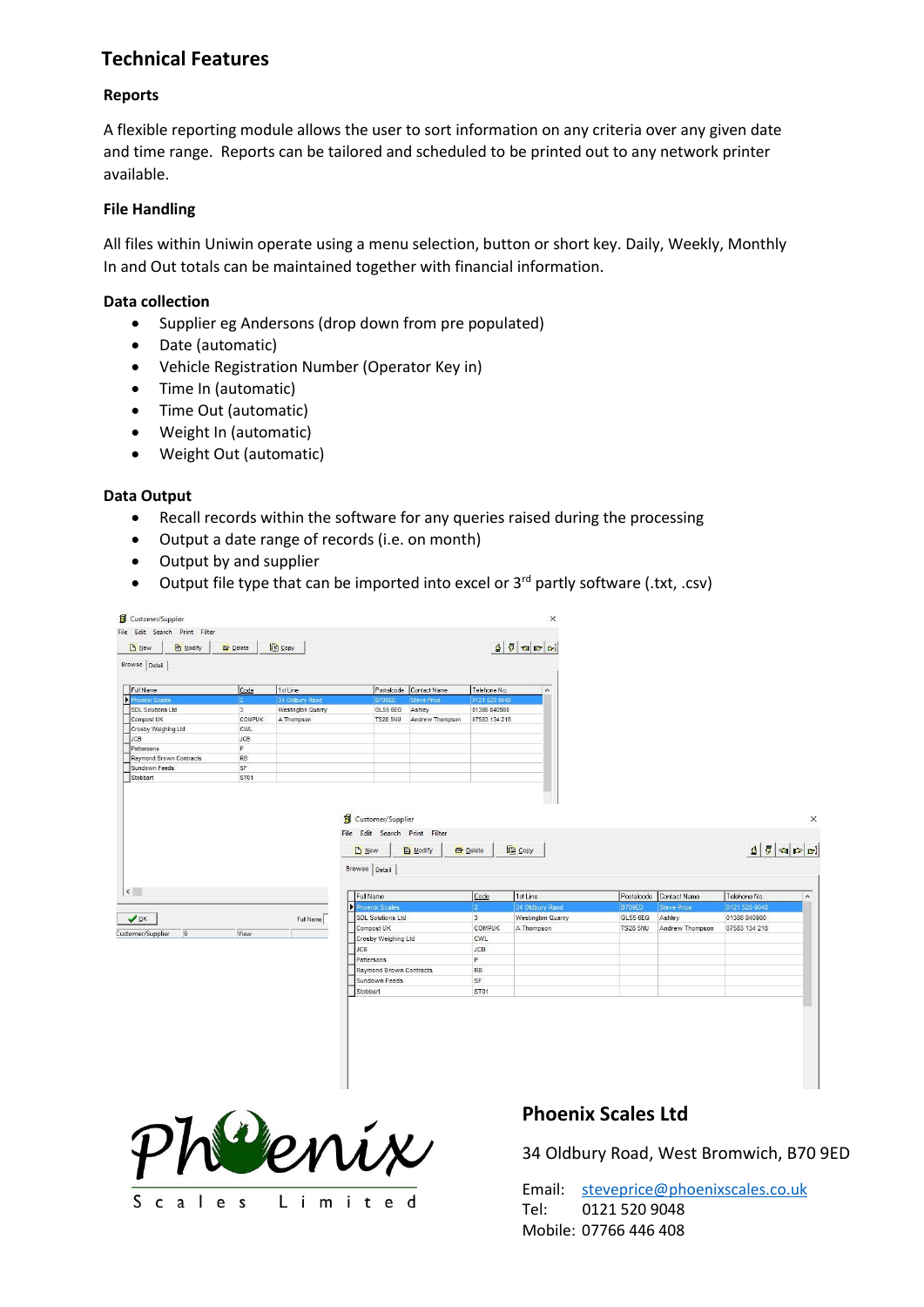## Technical Features

### Reports

A flexible reporting module allows the user to sort information on any criteria over any given date and time range. Reports can be tailored and scheduled to be printed out to any network printer available.

### File Handling

All files within Uniwin operate using a menu selection, button or short key. Daily, Weekly, Monthly In and Out totals can be maintained together with financial information.

### Data collection

- Supplier eg Andersons (drop down from pre populated)
- Date (automatic)
- Vehicle Registration Number (Operator Key in)
- Time In (automatic)
- Time Out (automatic)
- Weight In (automatic)
- Weight Out (automatic)

### Data Output

- Recall records within the software for any queries raised during the processing
- Output a date range of records (i.e. on month)
- Output by and supplier
- Output file type that can be imported into excel or 3rd partly software (.txt, .csv)

Customer/Supplier

File Edit Search Print Filter

New Modify Delete Copy

Browse Detail

| Full Name | Code | 1st Line | Postalcode | Contact Name | Telephone No. |
|---|---|---|---|---|---|
| Phoenix Scales | 2 | 34 Oldbury Road | B709ED | Steve Price | 0121 520 9048 |
| SDL Solutions Ltd | 3 | Westington Quarry | GL55 6EG | Ashley | 01386 840980 |
| Compost UK | COMPUK | A Thompson | TS28 5NU | Andrew Thompson | 07583 134 218 |
| Crosby Weighing Ltd | CWL | | | | |
| JCB | JCB | | | | |
| Pattersons | P | | | | |
| Raymond Brown Contracts | RB | | | | |
| Sundown Feeds | SF | | | | |
| Stobbart | ST01 | | | | |

## Phoenix Scales Ltd

34 Oldbury Road, West Bromwich, B70 9ED

Email: steveprice@phoenixscales.co.uk
Tel: 0121 520 9048
Mobile: 07766 446 408